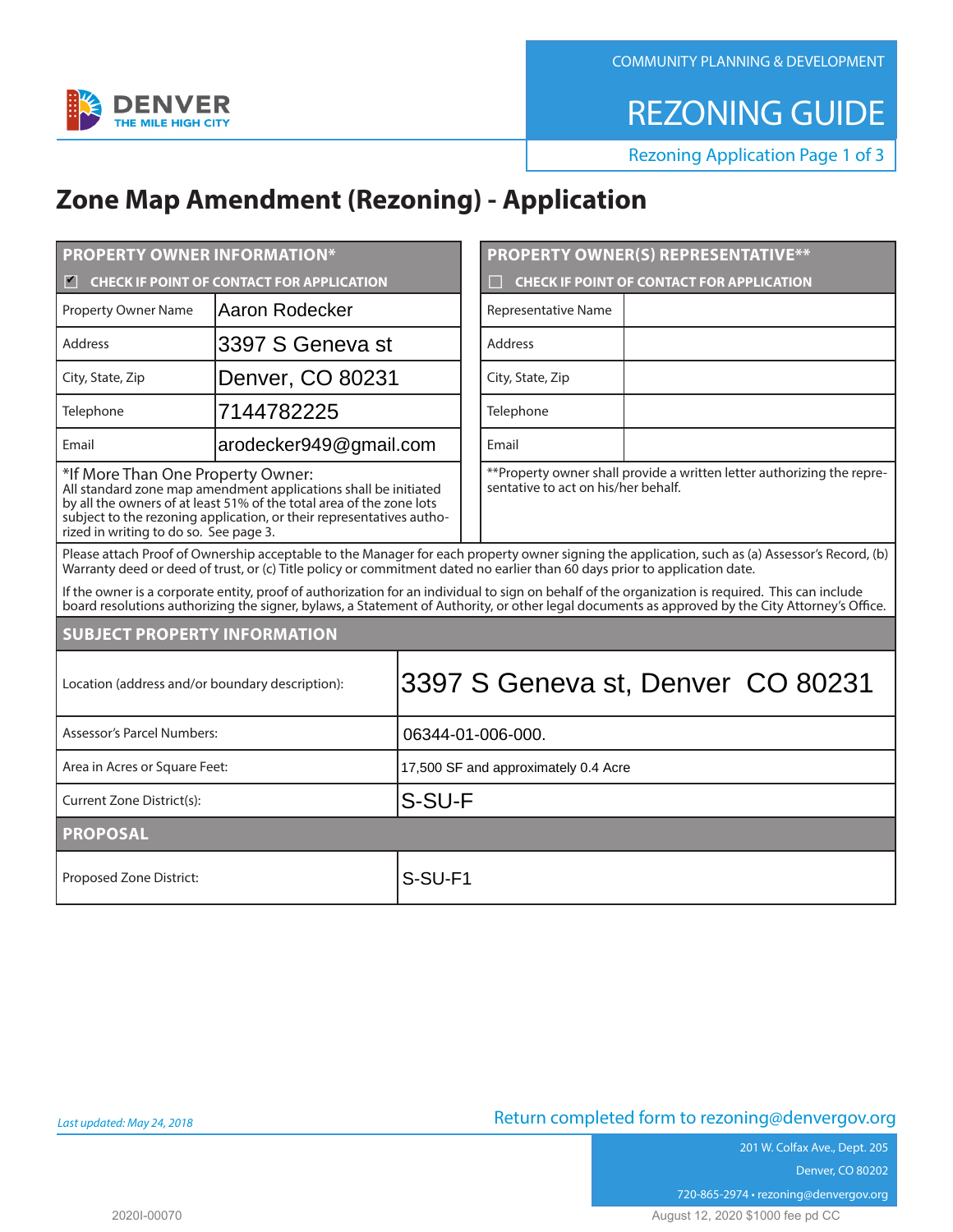COMMUNITY PLANNING & DEVELOPMENT

# REZONING GUIDE

Rezoning Application Page 1 of 3

# Zone Map Amendment (Rezoning) - Application

| PROPERTY OWNER INFORMATION* | |
|---|---|
| ☑ CHECK IF POINT OF CONTACT FOR APPLICATION | |
| Property Owner Name | Aaron Rodecker |
| Address | 3397 S Geneva st |
| City, State, Zip | Denver, CO 80231 |
| Telephone | 7144782225 |
| Email | arodecker949@gmail.com |

*If More Than One Property Owner:
All standard zone map amendment applications shall be initiated by all the owners of at least 51% of the total area of the zone lots subject to the rezoning application, or their representatives authorized in writing to do so. See page 3.

| PROPERTY OWNER(S) REPRESENTATIVE** | |
|---|---|
| ☐ CHECK IF POINT OF CONTACT FOR APPLICATION | |
| Representative Name | |
| Address | |
| City, State, Zip | |
| Telephone | |
| Email | |

**Property owner shall provide a written letter authorizing the representative to act on his/her behalf.

Please attach Proof of Ownership acceptable to the Manager for each property owner signing the application, such as (a) Assessor's Record, (b) Warranty deed or deed of trust, or (c) Title policy or commitment dated no earlier than 60 days prior to application date.

If the owner is a corporate entity, proof of authorization for an individual to sign on behalf of the organization is required. This can include board resolutions authorizing the signer, bylaws, a Statement of Authority, or other legal documents as approved by the City Attorney's Office.

| SUBJECT PROPERTY INFORMATION | |
|---|---|
| Location (address and/or boundary description): | 3397 S Geneva st, Denver CO 80231 |
| Assessor's Parcel Numbers: | 06344-01-006-000. |
| Area in Acres or Square Feet: | 17,500 SF and approximately 0.4 Acre |
| Current Zone District(s): | S-SU-F |

| PROPOSAL | |
|---|---|
| Proposed Zone District: | S-SU-F1 |

*Last updated: May 24, 2018*

Return completed form to rezoning@denvergov.org

201 W. Colfax Ave., Dept. 205
Denver, CO 80202
720-865-2974 • rezoning@denvergov.org

2020I-00070

August 12, 2020 $1000 fee pd CC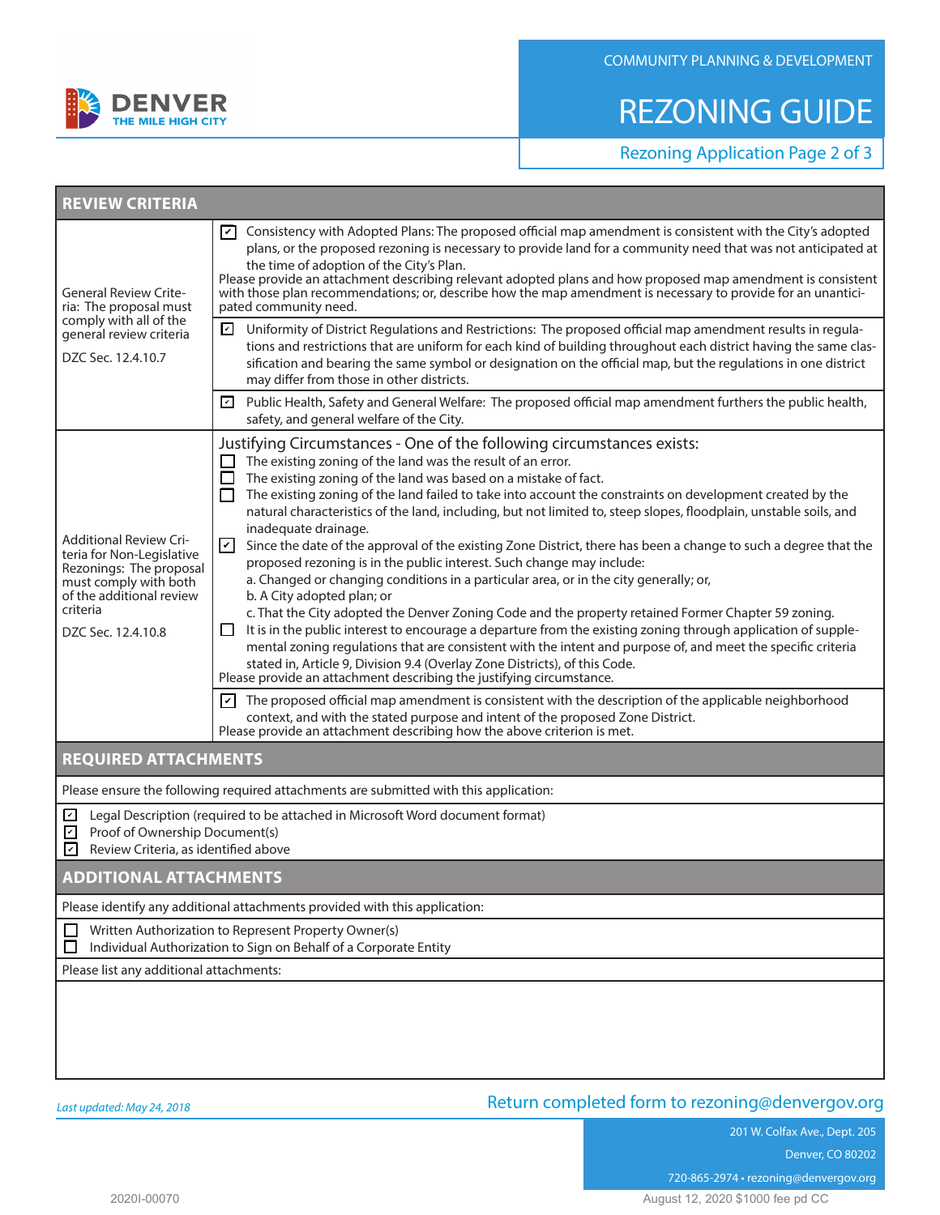DENVER
THE MILE HIGH CITY

COMMUNITY PLANNING & DEVELOPMENT

# REZONING GUIDE

Rezoning Application Page 2 of 3

## REVIEW CRITERIA

| | |
|---|---|
| General Review Criteria: The proposal must comply with all of the general review criteria<br><br>DZC Sec. 12.4.10.7 | ☑ Consistency with Adopted Plans: The proposed official map amendment is consistent with the City's adopted plans, or the proposed rezoning is necessary to provide land for a community need that was not anticipated at the time of adoption of the City's Plan.<br>Please provide an attachment describing relevant adopted plans and how proposed map amendment is consistent with those plan recommendations; or, describe how the map amendment is necessary to provide for an unanticipated community need. |
| | ☑ Uniformity of District Regulations and Restrictions: The proposed official map amendment results in regulations and restrictions that are uniform for each kind of building throughout each district having the same classification and bearing the same symbol or designation on the official map, but the regulations in one district may differ from those in other districts. |
| | ☑ Public Health, Safety and General Welfare: The proposed official map amendment furthers the public health, safety, and general welfare of the City. |
| Additional Review Criteria for Non-Legislative Rezonings: The proposal must comply with both of the additional review criteria<br><br>DZC Sec. 12.4.10.8 | Justifying Circumstances - One of the following circumstances exists:<br>☐ The existing zoning of the land was the result of an error.<br>☐ The existing zoning of the land was based on a mistake of fact.<br>☐ The existing zoning of the land failed to take into account the constraints on development created by the natural characteristics of the land, including, but not limited to, steep slopes, floodplain, unstable soils, and inadequate drainage.<br>☑ Since the date of the approval of the existing Zone District, there has been a change to such a degree that the proposed rezoning is in the public interest. Such change may include:<br>a. Changed or changing conditions in a particular area, or in the city generally; or,<br>b. A City adopted plan; or<br>c. That the City adopted the Denver Zoning Code and the property retained Former Chapter 59 zoning.<br>☐ It is in the public interest to encourage a departure from the existing zoning through application of supplemental zoning regulations that are consistent with the intent and purpose of, and meet the specific criteria stated in, Article 9, Division 9.4 (Overlay Zone Districts), of this Code.<br>Please provide an attachment describing the justifying circumstance. |
| | ☑ The proposed official map amendment is consistent with the description of the applicable neighborhood context, and with the stated purpose and intent of the proposed Zone District.<br>Please provide an attachment describing how the above criterion is met. |

## REQUIRED ATTACHMENTS

Please ensure the following required attachments are submitted with this application:

- ☑ Legal Description (required to be attached in Microsoft Word document format)
- ☑ Proof of Ownership Document(s)
- ☑ Review Criteria, as identified above

## ADDITIONAL ATTACHMENTS

Please identify any additional attachments provided with this application:

- ☐ Written Authorization to Represent Property Owner(s)
- ☐ Individual Authorization to Sign on Behalf of a Corporate Entity

Please list any additional attachments:

*Last updated: May 24, 2018*

Return completed form to rezoning@denvergov.org

201 W. Colfax Ave., Dept. 205
Denver, CO 80202
720-865-2974 • rezoning@denvergov.org

2020I-00070

August 12, 2020 $1000 fee pd CC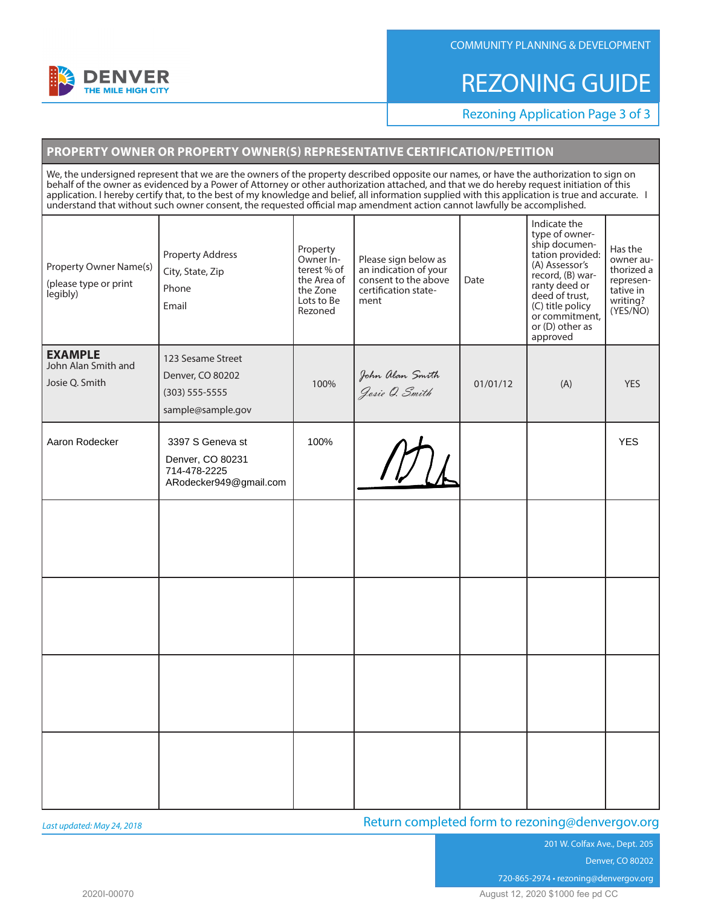COMMUNITY PLANNING & DEVELOPMENT

DENVER
THE MILE HIGH CITY

# REZONING GUIDE

Rezoning Application Page 3 of 3

## PROPERTY OWNER OR PROPERTY OWNER(S) REPRESENTATIVE CERTIFICATION/PETITION

We, the undersigned represent that we are the owners of the property described opposite our names, or have the authorization to sign on behalf of the owner as evidenced by a Power of Attorney or other authorization attached, and that we do hereby request initiation of this application. I hereby certify that, to the best of my knowledge and belief, all information supplied with this application is true and accurate. I understand that without such owner consent, the requested official map amendment action cannot lawfully be accomplished.

| Property Owner Name(s) (please type or print legibly) | Property Address City, State, Zip Phone Email | Property Owner Interest % of the Area of the Zone Lots to Be Rezoned | Please sign below as an indication of your consent to the above certification statement | Date | Indicate the type of ownership documentation provided: (A) Assessor's record, (B) warranty deed or deed of trust, (C) title policy or commitment, or (D) other as approved | Has the owner authorized a representative in writing? (YES/NO) |
|---|---|---|---|---|---|---|
| **EXAMPLE** John Alan Smith and Josie Q. Smith | 123 Sesame Street Denver, CO 80202 (303) 555-5555 sample@sample.gov | 100% | John Alan Smith Josie Q. Smith | 01/01/12 | (A) | YES |
| Aaron Rodecker | 3397 S Geneva st Denver, CO 80231 714-478-2225 ARodecker949@gmail.com | 100% | [signature] | | | YES |
| | | | | | | |
| | | | | | | |
| | | | | | | |
| | | | | | | |

*Last updated: May 24, 2018*

Return completed form to rezoning@denvergov.org

201 W. Colfax Ave., Dept. 205
Denver, CO 80202
720-865-2974 • rezoning@denvergov.org

2020I-00070

August 12, 2020 $1000 fee pd CC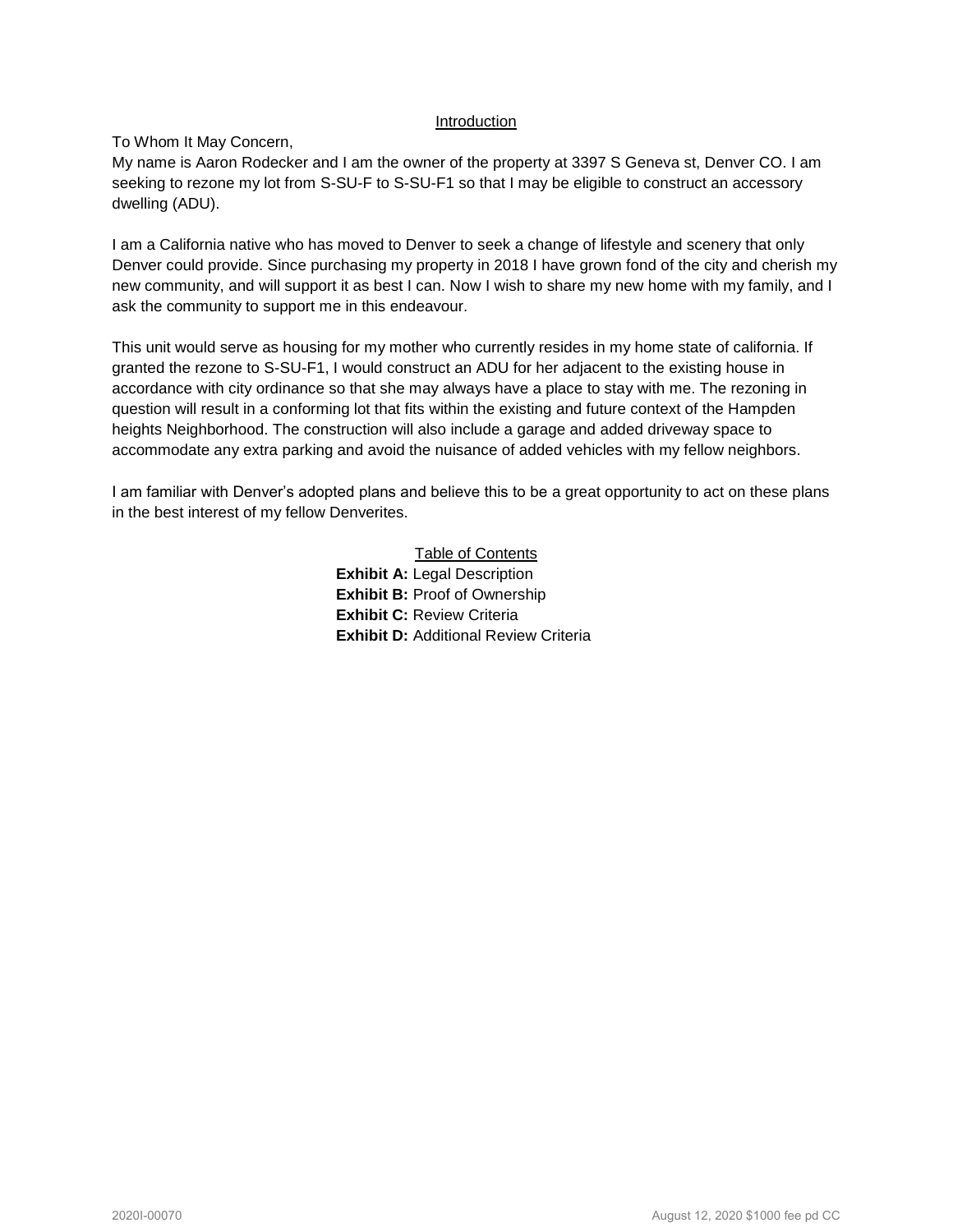## Introduction

To Whom It May Concern,

My name is Aaron Rodecker and I am the owner of the property at 3397 S Geneva st, Denver CO. I am seeking to rezone my lot from S-SU-F to S-SU-F1 so that I may be eligible to construct an accessory dwelling (ADU).

I am a California native who has moved to Denver to seek a change of lifestyle and scenery that only Denver could provide. Since purchasing my property in 2018 I have grown fond of the city and cherish my new community, and will support it as best I can. Now I wish to share my new home with my family, and I ask the community to support me in this endeavour.

This unit would serve as housing for my mother who currently resides in my home state of california. If granted the rezone to S-SU-F1, I would construct an ADU for her adjacent to the existing house in accordance with city ordinance so that she may always have a place to stay with me. The rezoning in question will result in a conforming lot that fits within the existing and future context of the Hampden heights Neighborhood. The construction will also include a garage and added driveway space to accommodate any extra parking and avoid the nuisance of added vehicles with my fellow neighbors.

I am familiar with Denver's adopted plans and believe this to be a great opportunity to act on these plans in the best interest of my fellow Denverites.

## Table of Contents

**Exhibit A:** Legal Description
**Exhibit B:** Proof of Ownership
**Exhibit C:** Review Criteria
**Exhibit D:** Additional Review Criteria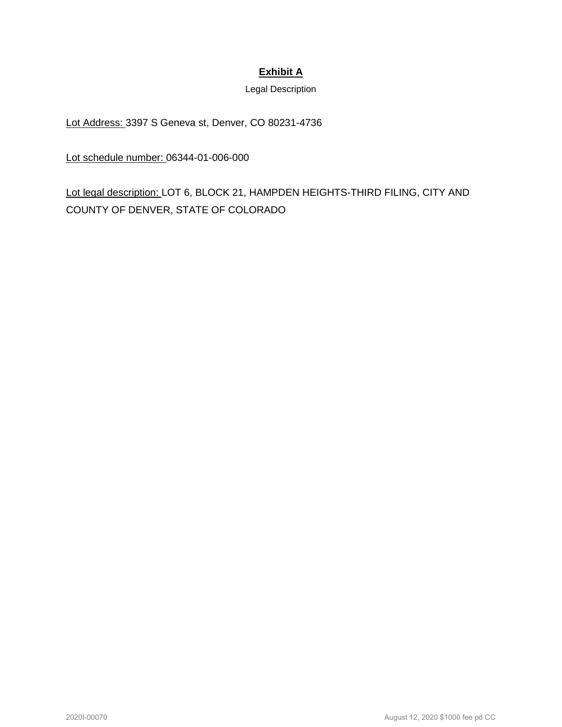## **Exhibit A**

Legal Description

Lot Address: 3397 S Geneva st, Denver, CO 80231-4736

Lot schedule number: 06344-01-006-000

Lot legal description: LOT 6, BLOCK 21, HAMPDEN HEIGHTS-THIRD FILING, CITY AND COUNTY OF DENVER, STATE OF COLORADO

2020I-00070 August 12, 2020 $1000 fee pd CC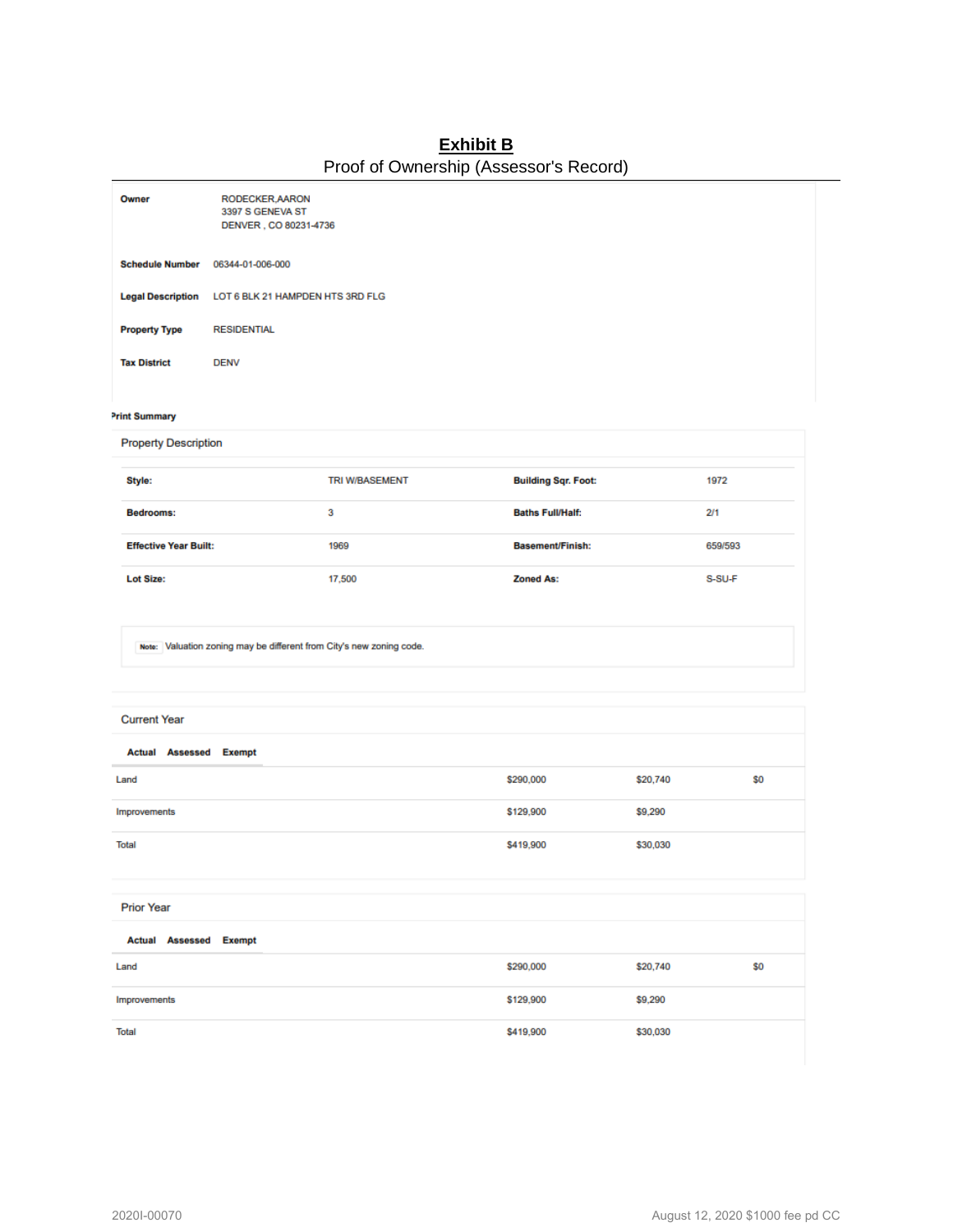# Exhibit B

Proof of Ownership (Assessor's Record)

| | |
|---|---|
| **Owner** | RODECKER,AARON<br>3397 S GENEVA ST<br>DENVER , CO 80231-4736 |
| **Schedule Number** | 06344-01-006-000 |
| **Legal Description** | LOT 6 BLK 21 HAMPDEN HTS 3RD FLG |
| **Property Type** | RESIDENTIAL |
| **Tax District** | DENV |

**Print Summary**

## Property Description

| | | | |
|---|---|---|---|
| **Style:** | TRI W/BASEMENT | **Building Sqr. Foot:** | 1972 |
| **Bedrooms:** | 3 | **Baths Full/Half:** | 2/1 |
| **Effective Year Built:** | 1969 | **Basement/Finish:** | 659/593 |
| **Lot Size:** | 17,500 | **Zoned As:** | S-SU-F |

**Note:** Valuation zoning may be different from City's new zoning code.

## Current Year

| | Actual | Assessed | Exempt |
|---|---|---|---|
| Land | $290,000 | $20,740 | $0 |
| Improvements | $129,900 | $9,290 | |
| Total | $419,900 | $30,030 | |

## Prior Year

| | Actual | Assessed | Exempt |
|---|---|---|---|
| Land | $290,000 | $20,740 | $0 |
| Improvements | $129,900 | $9,290 | |
| Total | $419,900 | $30,030 | |

2020I-00070

August 12, 2020 $1000 fee pd CC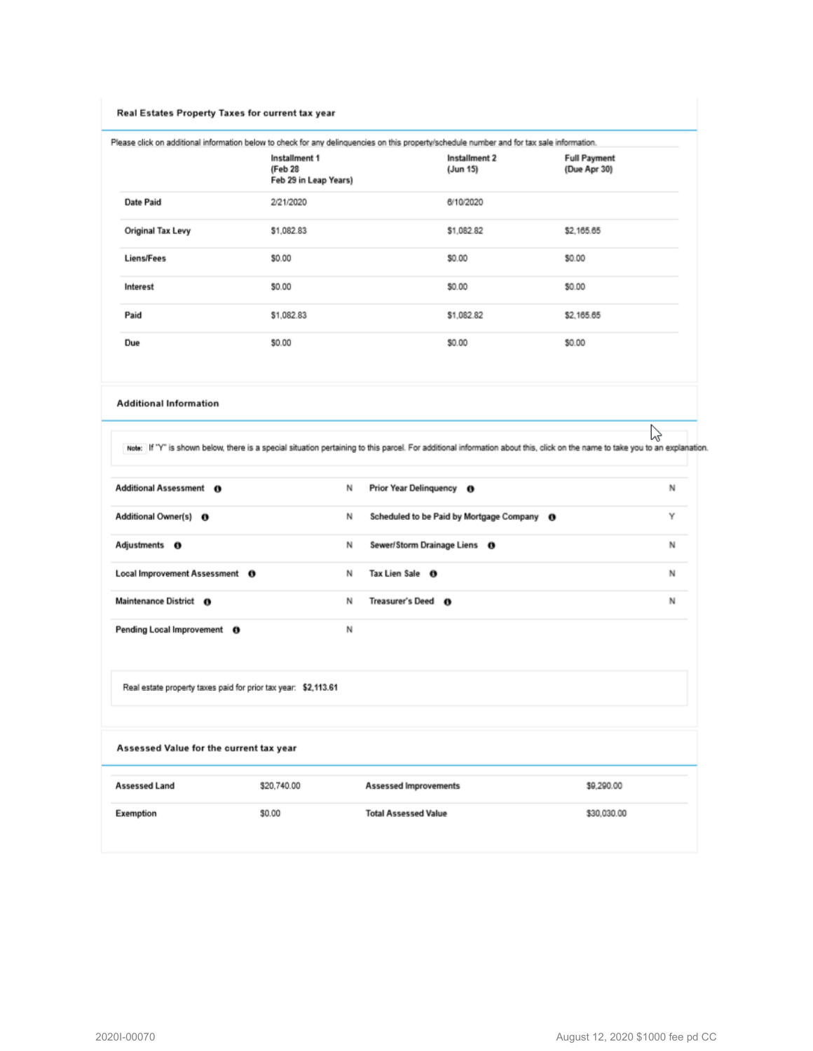### Real Estates Property Taxes for current tax year

Please click on additional information below to check for any delinquencies on this property/schedule number and for tax sale information.

| | Installment 1 (Feb 28 Feb 29 in Leap Years) | Installment 2 (Jun 15) | Full Payment (Due Apr 30) |
|---|---|---|---|
| Date Paid | 2/21/2020 | 6/10/2020 | |
| Original Tax Levy | $1,082.83 | $1,082.82 | $2,165.65 |
| Liens/Fees | $0.00 | $0.00 | $0.00 |
| Interest | $0.00 | $0.00 | $0.00 |
| Paid | $1,082.83 | $1,082.82 | $2,165.65 |
| Due | $0.00 | $0.00 | $0.00 |

### Additional Information

**Note:** If "Y" is shown below, there is a special situation pertaining to this parcel. For additional information about this, click on the name to take you to an explanation.

| | | | |
|---|---|---|---|
| Additional Assessment | N | Prior Year Delinquency | N |
| Additional Owner(s) | N | Scheduled to be Paid by Mortgage Company | Y |
| Adjustments | N | Sewer/Storm Drainage Liens | N |
| Local Improvement Assessment | N | Tax Lien Sale | N |
| Maintenance District | N | Treasurer's Deed | N |
| Pending Local Improvement | N | | |

Real estate property taxes paid for prior tax year: **$2,113.61**

### Assessed Value for the current tax year

| | | | |
|---|---|---|---|
| Assessed Land | $20,740.00 | Assessed Improvements | $9,290.00 |
| Exemption | $0.00 | Total Assessed Value | $30,030.00 |

2020I-00070 August 12, 2020 $1000 fee pd CC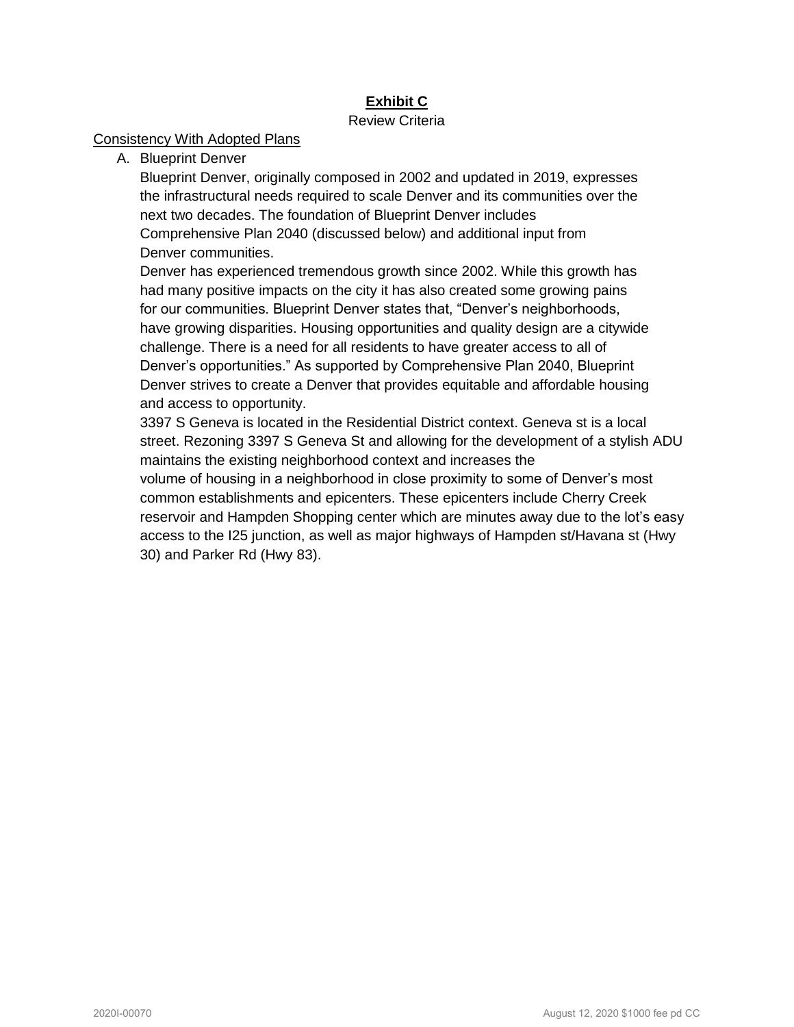## Exhibit C

Review Criteria

Consistency With Adopted Plans

A. Blueprint Denver

Blueprint Denver, originally composed in 2002 and updated in 2019, expresses the infrastructural needs required to scale Denver and its communities over the next two decades. The foundation of Blueprint Denver includes Comprehensive Plan 2040 (discussed below) and additional input from Denver communities.

Denver has experienced tremendous growth since 2002. While this growth has had many positive impacts on the city it has also created some growing pains for our communities. Blueprint Denver states that, "Denver's neighborhoods, have growing disparities. Housing opportunities and quality design are a citywide challenge. There is a need for all residents to have greater access to all of Denver's opportunities." As supported by Comprehensive Plan 2040, Blueprint Denver strives to create a Denver that provides equitable and affordable housing and access to opportunity.

3397 S Geneva is located in the Residential District context. Geneva st is a local street. Rezoning 3397 S Geneva St and allowing for the development of a stylish ADU maintains the existing neighborhood context and increases the volume of housing in a neighborhood in close proximity to some of Denver's most common establishments and epicenters. These epicenters include Cherry Creek reservoir and Hampden Shopping center which are minutes away due to the lot's easy access to the I25 junction, as well as major highways of Hampden st/Havana st (Hwy 30) and Parker Rd (Hwy 83).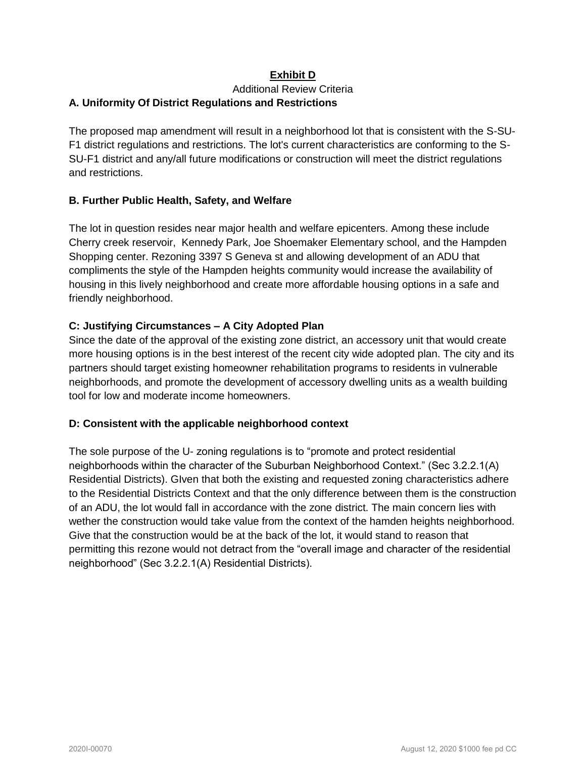**Exhibit D**

Additional Review Criteria

**A. Uniformity Of District Regulations and Restrictions**

The proposed map amendment will result in a neighborhood lot that is consistent with the S-SU-F1 district regulations and restrictions. The lot's current characteristics are conforming to the S-SU-F1 district and any/all future modifications or construction will meet the district regulations and restrictions.

**B. Further Public Health, Safety, and Welfare**

The lot in question resides near major health and welfare epicenters. Among these include Cherry creek reservoir, Kennedy Park, Joe Shoemaker Elementary school, and the Hampden Shopping center. Rezoning 3397 S Geneva st and allowing development of an ADU that compliments the style of the Hampden heights community would increase the availability of housing in this lively neighborhood and create more affordable housing options in a safe and friendly neighborhood.

**C: Justifying Circumstances – A City Adopted Plan**

Since the date of the approval of the existing zone district, an accessory unit that would create more housing options is in the best interest of the recent city wide adopted plan. The city and its partners should target existing homeowner rehabilitation programs to residents in vulnerable neighborhoods, and promote the development of accessory dwelling units as a wealth building tool for low and moderate income homeowners.

**D: Consistent with the applicable neighborhood context**

The sole purpose of the U- zoning regulations is to "promote and protect residential neighborhoods within the character of the Suburban Neighborhood Context." (Sec 3.2.2.1(A) Residential Districts). GIven that both the existing and requested zoning characteristics adhere to the Residential Districts Context and that the only difference between them is the construction of an ADU, the lot would fall in accordance with the zone district. The main concern lies with wether the construction would take value from the context of the hamden heights neighborhood. Give that the construction would be at the back of the lot, it would stand to reason that permitting this rezone would not detract from the "overall image and character of the residential neighborhood" (Sec 3.2.2.1(A) Residential Districts).

2020I-00070 August 12, 2020 $1000 fee pd CC